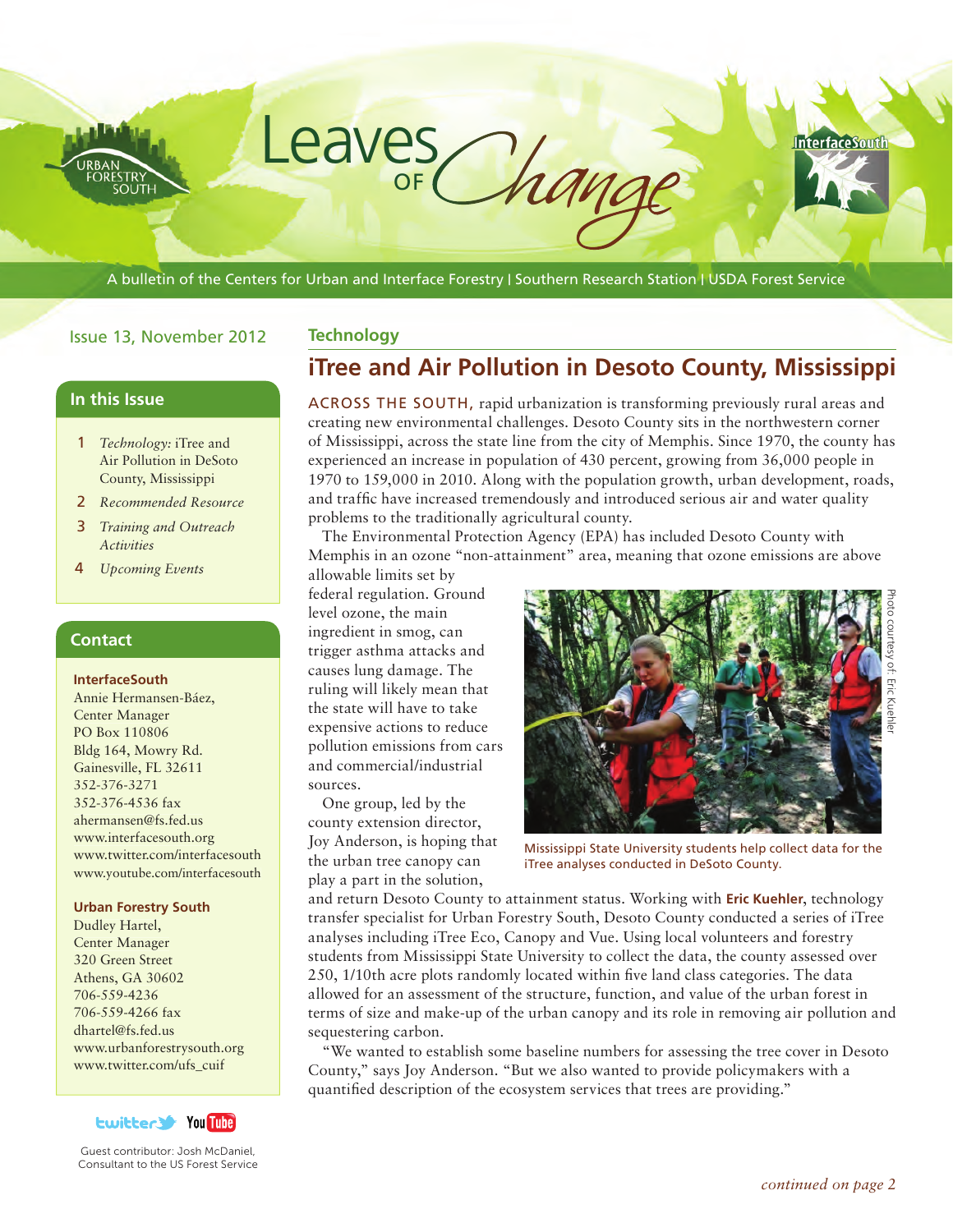# Leaves of Change

A bulletin of the Centers for Urban and Interface Forestry | Southern Research Station | USDA Forest Service

Issue 13, November 2012

## In this Issue

1. *Technology:* iTree and Air Pollution in DeSoto County, Mississippi
2. *Recommended Resource*
3. *Training and Outreach Activities*
4. *Upcoming Events*

## Contact

**InterfaceSouth**
Annie Hermansen-Báez,
Center Manager
PO Box 110806
Bldg 164, Mowry Rd.
Gainesville, FL 32611
352-376-3271
352-376-4536 fax
ahermansen@fs.fed.us
www.interfacesouth.org
www.twitter.com/interfacesouth
www.youtube.com/interfacesouth

**Urban Forestry South**
Dudley Hartel,
Center Manager
320 Green Street
Athens, GA 30602
706-559-4236
706-559-4266 fax
dhartel@fs.fed.us
www.urbanforestrysouth.org
www.twitter.com/ufs_cuif

Guest contributor: Josh McDaniel, Consultant to the US Forest Service

### Technology

## iTree and Air Pollution in Desoto County, Mississippi

ACROSS THE SOUTH, rapid urbanization is transforming previously rural areas and creating new environmental challenges. Desoto County sits in the northwestern corner of Mississippi, across the state line from the city of Memphis. Since 1970, the county has experienced an increase in population of 430 percent, growing from 36,000 people in 1970 to 159,000 in 2010. Along with the population growth, urban development, roads, and traffic have increased tremendously and introduced serious air and water quality problems to the traditionally agricultural county.

The Environmental Protection Agency (EPA) has included Desoto County with Memphis in an ozone "non-attainment" area, meaning that ozone emissions are above allowable limits set by federal regulation. Ground level ozone, the main ingredient in smog, can trigger asthma attacks and causes lung damage. The ruling will likely mean that the state will have to take expensive actions to reduce pollution emissions from cars and commercial/industrial sources.

One group, led by the county extension director, Joy Anderson, is hoping that the urban tree canopy can play a part in the solution, and return Desoto County to attainment status. Working with **Eric Kuehler**, technology transfer specialist for Urban Forestry South, Desoto County conducted a series of iTree analyses including iTree Eco, Canopy and Vue. Using local volunteers and forestry students from Mississippi State University to collect the data, the county assessed over 250, 1/10th acre plots randomly located within five land class categories. The data allowed for an assessment of the structure, function, and value of the urban forest in terms of size and make-up of the urban canopy and its role in removing air pollution and sequestering carbon.

Photo courtesy of: Eric Kuehler

Mississippi State University students help collect data for the iTree analyses conducted in DeSoto County.

"We wanted to establish some baseline numbers for assessing the tree cover in Desoto County," says Joy Anderson. "But we also wanted to provide policymakers with a quantified description of the ecosystem services that trees are providing."

*continued on page 2*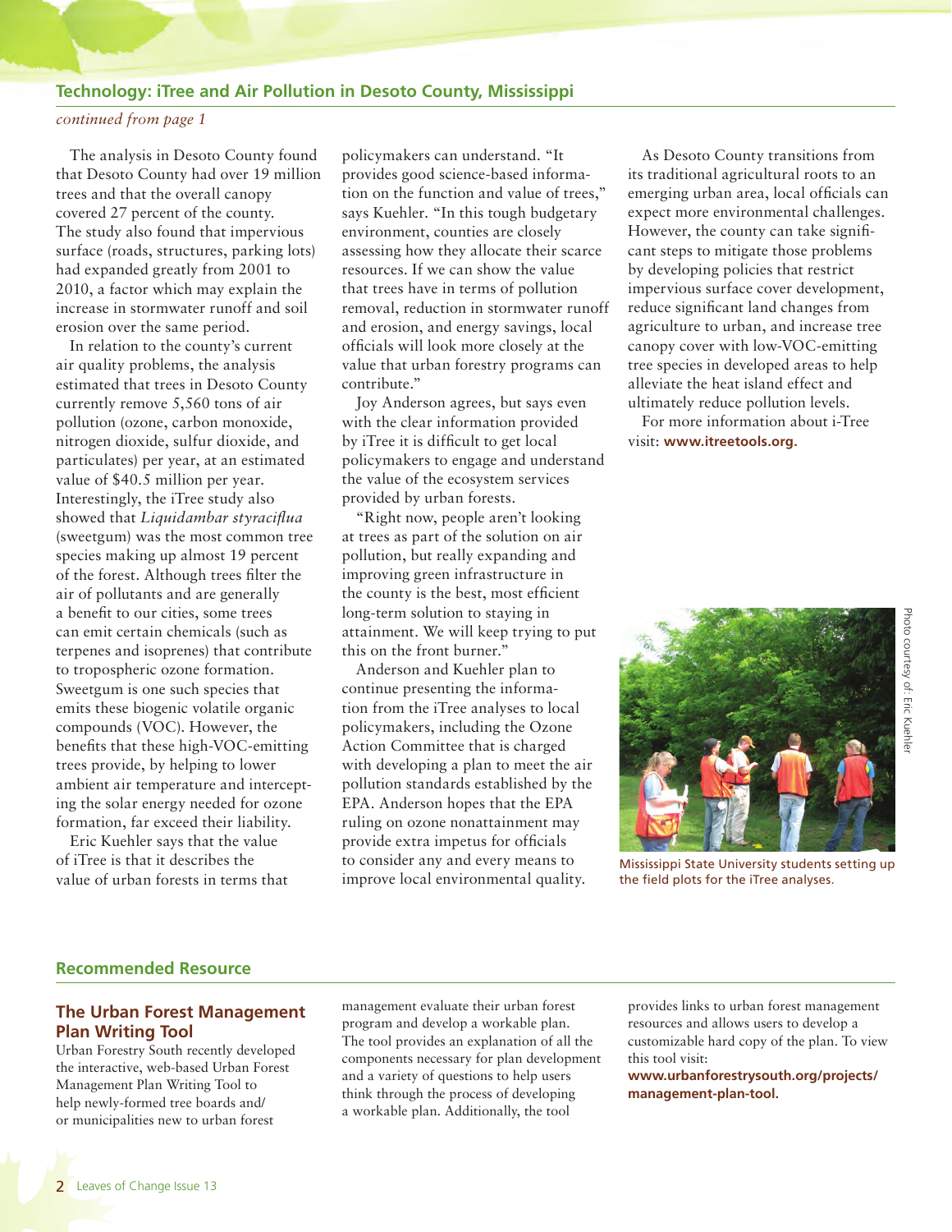## Technology: iTree and Air Pollution in Desoto County, Mississippi

*continued from page 1*

The analysis in Desoto County found that Desoto County had over 19 million trees and that the overall canopy covered 27 percent of the county. The study also found that impervious surface (roads, structures, parking lots) had expanded greatly from 2001 to 2010, a factor which may explain the increase in stormwater runoff and soil erosion over the same period.

In relation to the county's current air quality problems, the analysis estimated that trees in Desoto County currently remove 5,560 tons of air pollution (ozone, carbon monoxide, nitrogen dioxide, sulfur dioxide, and particulates) per year, at an estimated value of $40.5 million per year. Interestingly, the iTree study also showed that *Liquidambar styraciflua* (sweetgum) was the most common tree species making up almost 19 percent of the forest. Although trees filter the air of pollutants and are generally a benefit to our cities, some trees can emit certain chemicals (such as terpenes and isoprenes) that contribute to tropospheric ozone formation. Sweetgum is one such species that emits these biogenic volatile organic compounds (VOC). However, the benefits that these high-VOC-emitting trees provide, by helping to lower ambient air temperature and intercepting the solar energy needed for ozone formation, far exceed their liability.

Eric Kuehler says that the value of iTree is that it describes the value of urban forests in terms that policymakers can understand. "It provides good science-based information on the function and value of trees," says Kuehler. "In this tough budgetary environment, counties are closely assessing how they allocate their scarce resources. If we can show the value that trees have in terms of pollution removal, reduction in stormwater runoff and erosion, and energy savings, local officials will look more closely at the value that urban forestry programs can contribute."

Joy Anderson agrees, but says even with the clear information provided by iTree it is difficult to get local policymakers to engage and understand the value of the ecosystem services provided by urban forests.

"Right now, people aren't looking at trees as part of the solution on air pollution, but really expanding and improving green infrastructure in the county is the best, most efficient long-term solution to staying in attainment. We will keep trying to put this on the front burner."

Anderson and Kuehler plan to continue presenting the information from the iTree analyses to local policymakers, including the Ozone Action Committee that is charged with developing a plan to meet the air pollution standards established by the EPA. Anderson hopes that the EPA ruling on ozone nonattainment may provide extra impetus for officials to consider any and every means to improve local environmental quality.

As Desoto County transitions from its traditional agricultural roots to an emerging urban area, local officials can expect more environmental challenges. However, the county can take significant steps to mitigate those problems by developing policies that restrict impervious surface cover development, reduce significant land changes from agriculture to urban, and increase tree canopy cover with low-VOC-emitting tree species in developed areas to help alleviate the heat island effect and ultimately reduce pollution levels.

For more information about i-Tree visit: **www.itreetools.org.**

Photo courtesy of: Eric Kuehler

Mississippi State University students setting up the field plots for the iTree analyses.

## Recommended Resource

### The Urban Forest Management Plan Writing Tool

Urban Forestry South recently developed the interactive, web-based Urban Forest Management Plan Writing Tool to help newly-formed tree boards and/or municipalities new to urban forest management evaluate their urban forest program and develop a workable plan. The tool provides an explanation of all the components necessary for plan development and a variety of questions to help users think through the process of developing a workable plan. Additionally, the tool provides links to urban forest management resources and allows users to develop a customizable hard copy of the plan. To view this tool visit: **www.urbanforestrysouth.org/projects/management-plan-tool.**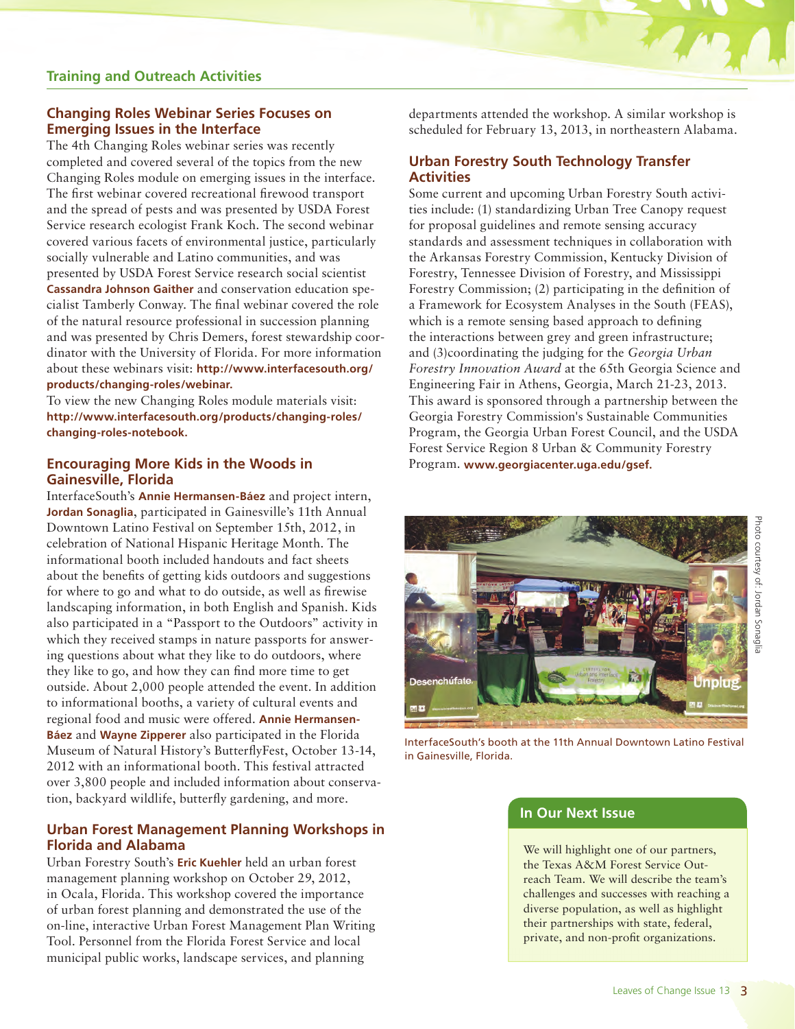## Training and Outreach Activities

### Changing Roles Webinar Series Focuses on Emerging Issues in the Interface

The 4th Changing Roles webinar series was recently completed and covered several of the topics from the new Changing Roles module on emerging issues in the interface. The first webinar covered recreational firewood transport and the spread of pests and was presented by USDA Forest Service research ecologist Frank Koch. The second webinar covered various facets of environmental justice, particularly socially vulnerable and Latino communities, and was presented by USDA Forest Service research social scientist **Cassandra Johnson Gaither** and conservation education specialist Tamberly Conway. The final webinar covered the role of the natural resource professional in succession planning and was presented by Chris Demers, forest stewardship coordinator with the University of Florida. For more information about these webinars visit: **http://www.interfacesouth.org/products/changing-roles/webinar.**

To view the new Changing Roles module materials visit: **http://www.interfacesouth.org/products/changing-roles/changing-roles-notebook.**

### Encouraging More Kids in the Woods in Gainesville, Florida

InterfaceSouth's **Annie Hermansen-Báez** and project intern, **Jordan Sonaglia**, participated in Gainesville's 11th Annual Downtown Latino Festival on September 15th, 2012, in celebration of National Hispanic Heritage Month. The informational booth included handouts and fact sheets about the benefits of getting kids outdoors and suggestions for where to go and what to do outside, as well as firewise landscaping information, in both English and Spanish. Kids also participated in a "Passport to the Outdoors" activity in which they received stamps in nature passports for answering questions about what they like to do outdoors, where they like to go, and how they can find more time to get outside. About 2,000 people attended the event. In addition to informational booths, a variety of cultural events and regional food and music were offered. **Annie Hermansen-Báez** and **Wayne Zipperer** also participated in the Florida Museum of Natural History's ButterflyFest, October 13-14, 2012 with an informational booth. This festival attracted over 3,800 people and included information about conservation, backyard wildlife, butterfly gardening, and more.

### Urban Forest Management Planning Workshops in Florida and Alabama

Urban Forestry South's **Eric Kuehler** held an urban forest management planning workshop on October 29, 2012, in Ocala, Florida. This workshop covered the importance of urban forest planning and demonstrated the use of the on-line, interactive Urban Forest Management Plan Writing Tool. Personnel from the Florida Forest Service and local municipal public works, landscape services, and planning departments attended the workshop. A similar workshop is scheduled for February 13, 2013, in northeastern Alabama.

### Urban Forestry South Technology Transfer Activities

Some current and upcoming Urban Forestry South activities include: (1) standardizing Urban Tree Canopy request for proposal guidelines and remote sensing accuracy standards and assessment techniques in collaboration with the Arkansas Forestry Commission, Kentucky Division of Forestry, Tennessee Division of Forestry, and Mississippi Forestry Commission; (2) participating in the definition of a Framework for Ecosystem Analyses in the South (FEAS), which is a remote sensing based approach to defining the interactions between grey and green infrastructure; and (3)coordinating the judging for the *Georgia Urban Forestry Innovation Award* at the 65th Georgia Science and Engineering Fair in Athens, Georgia, March 21-23, 2013. This award is sponsored through a partnership between the Georgia Forestry Commission's Sustainable Communities Program, the Georgia Urban Forest Council, and the USDA Forest Service Region 8 Urban & Community Forestry Program. **www.georgiacenter.uga.edu/gsef.**

Photo courtesy of: Jordan Sonaglia

InterfaceSouth's booth at the 11th Annual Downtown Latino Festival in Gainesville, Florida.

### In Our Next Issue

We will highlight one of our partners, the Texas A&M Forest Service Outreach Team. We will describe the team's challenges and successes with reaching a diverse population, as well as highlight their partnerships with state, federal, private, and non-profit organizations.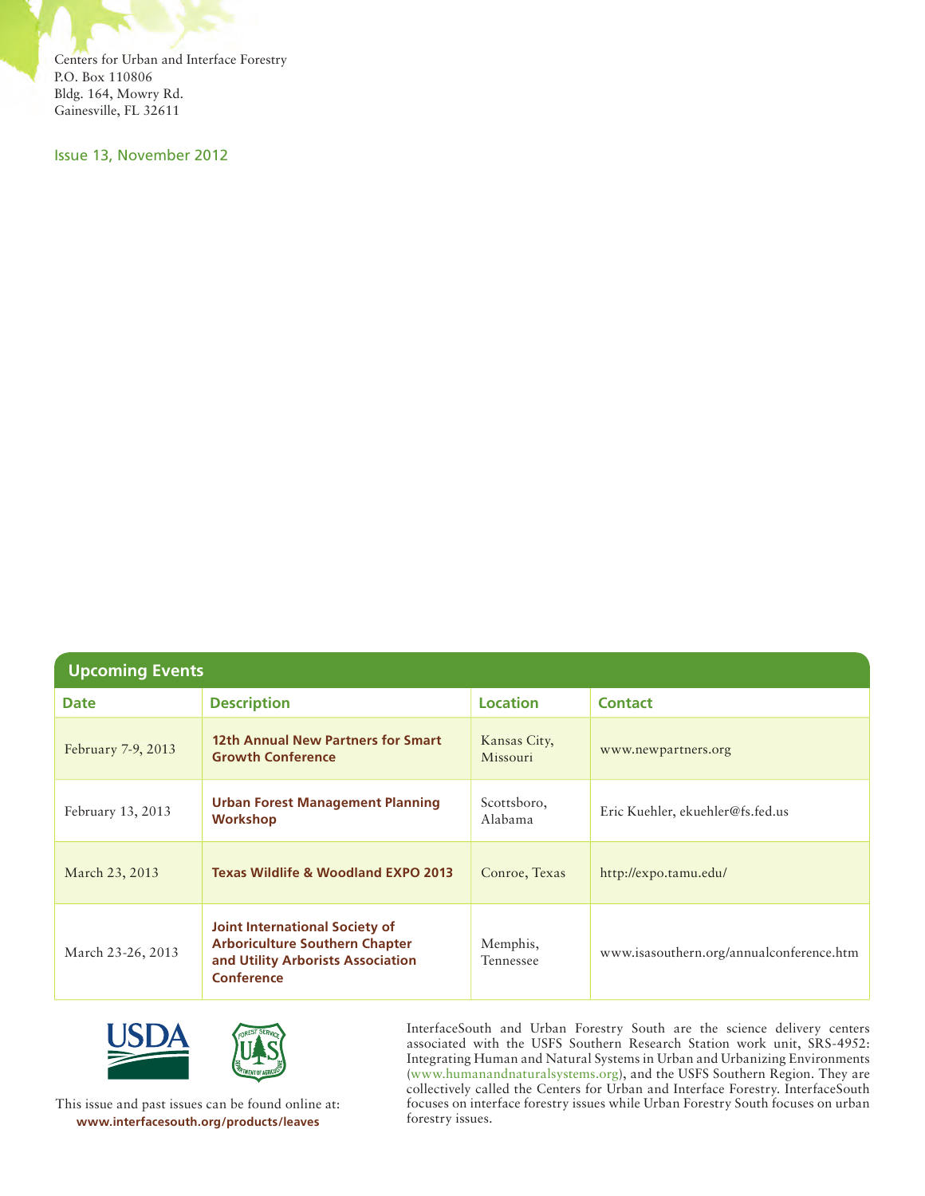Centers for Urban and Interface Forestry
P.O. Box 110806
Bldg. 164, Mowry Rd.
Gainesville, FL 32611

Issue 13, November 2012

## Upcoming Events

| Date | Description | Location | Contact |
|---|---|---|---|
| February 7-9, 2013 | **12th Annual New Partners for Smart Growth Conference** | Kansas City, Missouri | www.newpartners.org |
| February 13, 2013 | **Urban Forest Management Planning Workshop** | Scottsboro, Alabama | Eric Kuehler, ekuehler@fs.fed.us |
| March 23, 2013 | **Texas Wildlife & Woodland EXPO 2013** | Conroe, Texas | http://expo.tamu.edu/ |
| March 23-26, 2013 | **Joint International Society of Arboriculture Southern Chapter and Utility Arborists Association Conference** | Memphis, Tennessee | www.isasouthern.org/annualconference.htm |

This issue and past issues can be found online at:
**www.interfacesouth.org/products/leaves**

InterfaceSouth and Urban Forestry South are the science delivery centers associated with the USFS Southern Research Station work unit, SRS-4952: Integrating Human and Natural Systems in Urban and Urbanizing Environments (www.humanandnaturalsystems.org), and the USFS Southern Region. They are collectively called the Centers for Urban and Interface Forestry. InterfaceSouth focuses on interface forestry issues while Urban Forestry South focuses on urban forestry issues.